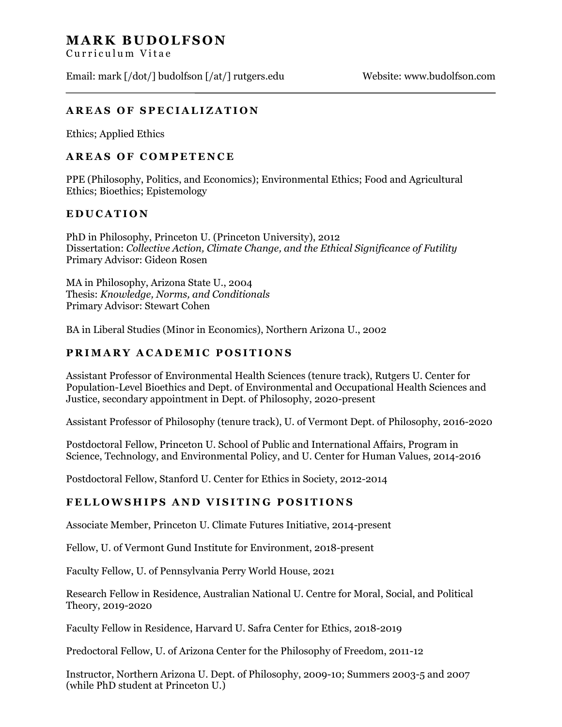# MARK BUDOLFSON

Curriculum Vitae

Email: mark [/dot/] budolfson [/at/] rutgers.edu Website: www.budolfson.com

---

## AREAS OF SPECIALIZATION

Ethics; Applied Ethics

## AREAS OF COMPETENCE

PPE (Philosophy, Politics, and Economics); Environmental Ethics; Food and Agricultural Ethics; Bioethics; Epistemology

## EDUCATION

PhD in Philosophy, Princeton U. (Princeton University), 2012
Dissertation: *Collective Action, Climate Change, and the Ethical Significance of Futility*
Primary Advisor: Gideon Rosen

MA in Philosophy, Arizona State U., 2004
Thesis: *Knowledge, Norms, and Conditionals*
Primary Advisor: Stewart Cohen

BA in Liberal Studies (Minor in Economics), Northern Arizona U., 2002

## PRIMARY ACADEMIC POSITIONS

Assistant Professor of Environmental Health Sciences (tenure track), Rutgers U. Center for Population-Level Bioethics and Dept. of Environmental and Occupational Health Sciences and Justice, secondary appointment in Dept. of Philosophy, 2020-present

Assistant Professor of Philosophy (tenure track), U. of Vermont Dept. of Philosophy, 2016-2020

Postdoctoral Fellow, Princeton U. School of Public and International Affairs, Program in Science, Technology, and Environmental Policy, and U. Center for Human Values, 2014-2016

Postdoctoral Fellow, Stanford U. Center for Ethics in Society, 2012-2014

## FELLOWSHIPS AND VISITING POSITIONS

Associate Member, Princeton U. Climate Futures Initiative, 2014-present

Fellow, U. of Vermont Gund Institute for Environment, 2018-present

Faculty Fellow, U. of Pennsylvania Perry World House, 2021

Research Fellow in Residence, Australian National U. Centre for Moral, Social, and Political Theory, 2019-2020

Faculty Fellow in Residence, Harvard U. Safra Center for Ethics, 2018-2019

Predoctoral Fellow, U. of Arizona Center for the Philosophy of Freedom, 2011-12

Instructor, Northern Arizona U. Dept. of Philosophy, 2009-10; Summers 2003-5 and 2007 (while PhD student at Princeton U.)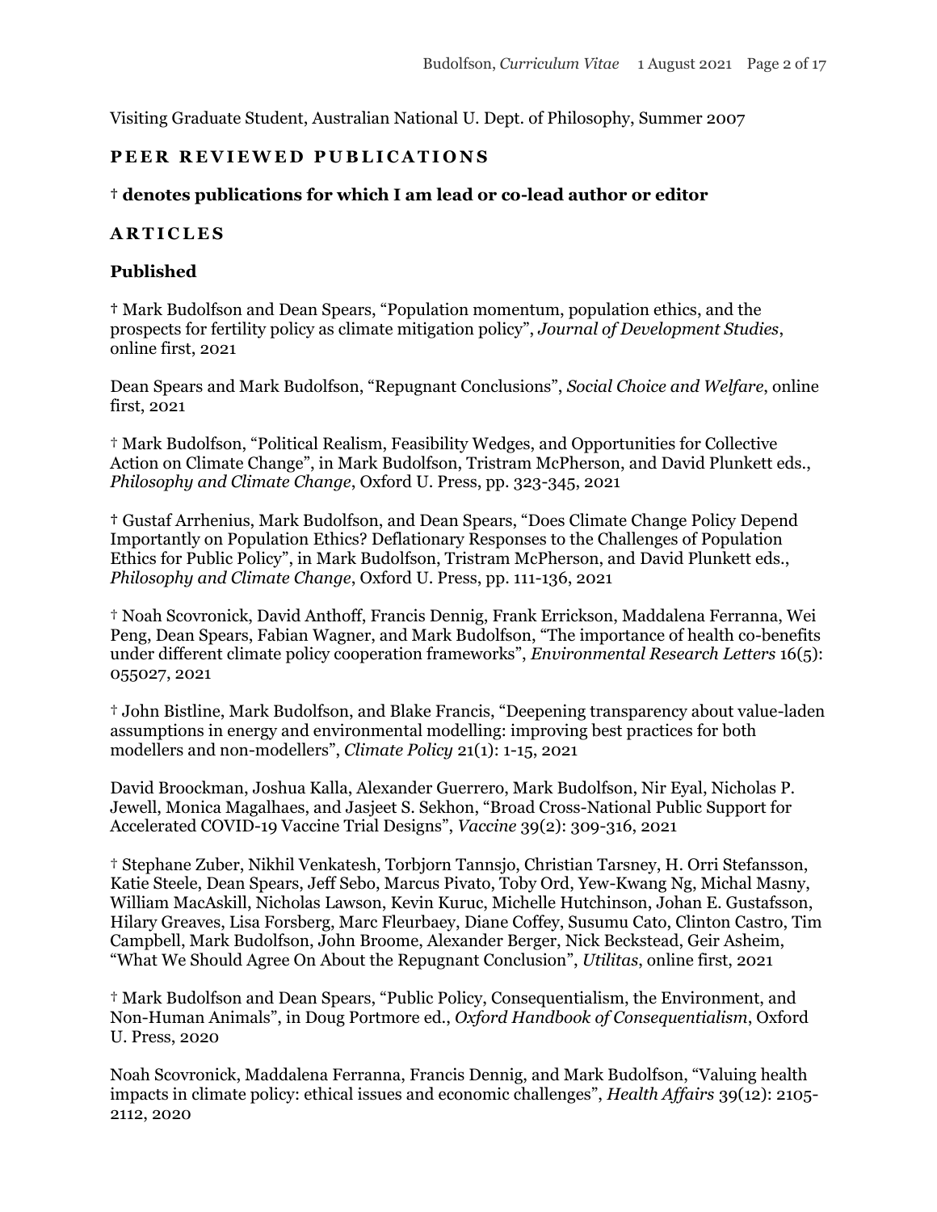Visiting Graduate Student, Australian National U. Dept. of Philosophy, Summer 2007

## PEER REVIEWED PUBLICATIONS

**† denotes publications for which I am lead or co-lead author or editor**

### ARTICLES

#### Published

† Mark Budolfson and Dean Spears, "Population momentum, population ethics, and the prospects for fertility policy as climate mitigation policy", *Journal of Development Studies*, online first, 2021

Dean Spears and Mark Budolfson, "Repugnant Conclusions", *Social Choice and Welfare*, online first, 2021

† Mark Budolfson, "Political Realism, Feasibility Wedges, and Opportunities for Collective Action on Climate Change", in Mark Budolfson, Tristram McPherson, and David Plunkett eds., *Philosophy and Climate Change*, Oxford U. Press, pp. 323-345, 2021

† Gustaf Arrhenius, Mark Budolfson, and Dean Spears, "Does Climate Change Policy Depend Importantly on Population Ethics? Deflationary Responses to the Challenges of Population Ethics for Public Policy", in Mark Budolfson, Tristram McPherson, and David Plunkett eds., *Philosophy and Climate Change*, Oxford U. Press, pp. 111-136, 2021

† Noah Scovronick, David Anthoff, Francis Dennig, Frank Errickson, Maddalena Ferranna, Wei Peng, Dean Spears, Fabian Wagner, and Mark Budolfson, "The importance of health co-benefits under different climate policy cooperation frameworks", *Environmental Research Letters* 16(5): 055027, 2021

† John Bistline, Mark Budolfson, and Blake Francis, "Deepening transparency about value-laden assumptions in energy and environmental modelling: improving best practices for both modellers and non-modellers", *Climate Policy* 21(1): 1-15, 2021

David Broockman, Joshua Kalla, Alexander Guerrero, Mark Budolfson, Nir Eyal, Nicholas P. Jewell, Monica Magalhaes, and Jasjeet S. Sekhon, "Broad Cross-National Public Support for Accelerated COVID-19 Vaccine Trial Designs", *Vaccine* 39(2): 309-316, 2021

† Stephane Zuber, Nikhil Venkatesh, Torbjorn Tannsjo, Christian Tarsney, H. Orri Stefansson, Katie Steele, Dean Spears, Jeff Sebo, Marcus Pivato, Toby Ord, Yew-Kwang Ng, Michal Masny, William MacAskill, Nicholas Lawson, Kevin Kuruc, Michelle Hutchinson, Johan E. Gustafsson, Hilary Greaves, Lisa Forsberg, Marc Fleurbaey, Diane Coffey, Susumu Cato, Clinton Castro, Tim Campbell, Mark Budolfson, John Broome, Alexander Berger, Nick Beckstead, Geir Asheim, "What We Should Agree On About the Repugnant Conclusion", *Utilitas*, online first, 2021

† Mark Budolfson and Dean Spears, "Public Policy, Consequentialism, the Environment, and Non-Human Animals", in Doug Portmore ed., *Oxford Handbook of Consequentialism*, Oxford U. Press, 2020

Noah Scovronick, Maddalena Ferranna, Francis Dennig, and Mark Budolfson, "Valuing health impacts in climate policy: ethical issues and economic challenges", *Health Affairs* 39(12): 2105-2112, 2020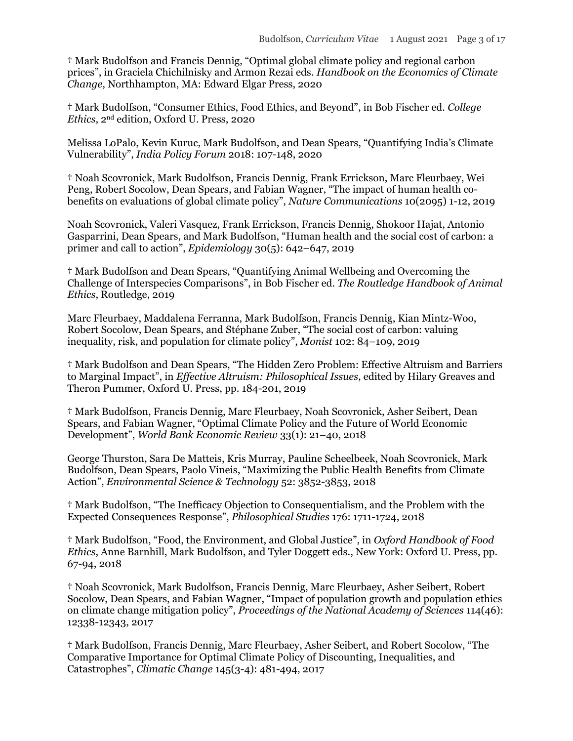† Mark Budolfson and Francis Dennig, "Optimal global climate policy and regional carbon prices", in Graciela Chichilnisky and Armon Rezai eds. *Handbook on the Economics of Climate Change*, Northhampton, MA: Edward Elgar Press, 2020

† Mark Budolfson, "Consumer Ethics, Food Ethics, and Beyond", in Bob Fischer ed. *College Ethics*, 2nd edition, Oxford U. Press, 2020

Melissa LoPalo, Kevin Kuruc, Mark Budolfson, and Dean Spears, "Quantifying India's Climate Vulnerability", *India Policy Forum* 2018: 107-148, 2020

† Noah Scovronick, Mark Budolfson, Francis Dennig, Frank Errickson, Marc Fleurbaey, Wei Peng, Robert Socolow, Dean Spears, and Fabian Wagner, "The impact of human health co-benefits on evaluations of global climate policy", *Nature Communications* 10(2095) 1-12, 2019

Noah Scovronick, Valeri Vasquez, Frank Errickson, Francis Dennig, Shokoor Hajat, Antonio Gasparrini, Dean Spears, and Mark Budolfson, "Human health and the social cost of carbon: a primer and call to action", *Epidemiology* 30(5): 642–647, 2019

† Mark Budolfson and Dean Spears, "Quantifying Animal Wellbeing and Overcoming the Challenge of Interspecies Comparisons", in Bob Fischer ed. *The Routledge Handbook of Animal Ethics*, Routledge, 2019

Marc Fleurbaey, Maddalena Ferranna, Mark Budolfson, Francis Dennig, Kian Mintz-Woo, Robert Socolow, Dean Spears, and Stéphane Zuber, "The social cost of carbon: valuing inequality, risk, and population for climate policy", *Monist* 102: 84–109, 2019

† Mark Budolfson and Dean Spears, "The Hidden Zero Problem: Effective Altruism and Barriers to Marginal Impact", in *Effective Altruism: Philosophical Issues*, edited by Hilary Greaves and Theron Pummer, Oxford U. Press, pp. 184-201, 2019

† Mark Budolfson, Francis Dennig, Marc Fleurbaey, Noah Scovronick, Asher Seibert, Dean Spears, and Fabian Wagner, "Optimal Climate Policy and the Future of World Economic Development", *World Bank Economic Review* 33(1): 21–40, 2018

George Thurston, Sara De Matteis, Kris Murray, Pauline Scheelbeek, Noah Scovronick, Mark Budolfson, Dean Spears, Paolo Vineis, "Maximizing the Public Health Benefits from Climate Action", *Environmental Science & Technology* 52: 3852-3853, 2018

† Mark Budolfson, "The Inefficacy Objection to Consequentialism, and the Problem with the Expected Consequences Response", *Philosophical Studies* 176: 1711-1724, 2018

† Mark Budolfson, "Food, the Environment, and Global Justice", in *Oxford Handbook of Food Ethics*, Anne Barnhill, Mark Budolfson, and Tyler Doggett eds., New York: Oxford U. Press, pp. 67-94, 2018

† Noah Scovronick, Mark Budolfson, Francis Dennig, Marc Fleurbaey, Asher Seibert, Robert Socolow, Dean Spears, and Fabian Wagner, "Impact of population growth and population ethics on climate change mitigation policy", *Proceedings of the National Academy of Sciences* 114(46): 12338-12343, 2017

† Mark Budolfson, Francis Dennig, Marc Fleurbaey, Asher Seibert, and Robert Socolow, "The Comparative Importance for Optimal Climate Policy of Discounting, Inequalities, and Catastrophes", *Climatic Change* 145(3-4): 481-494, 2017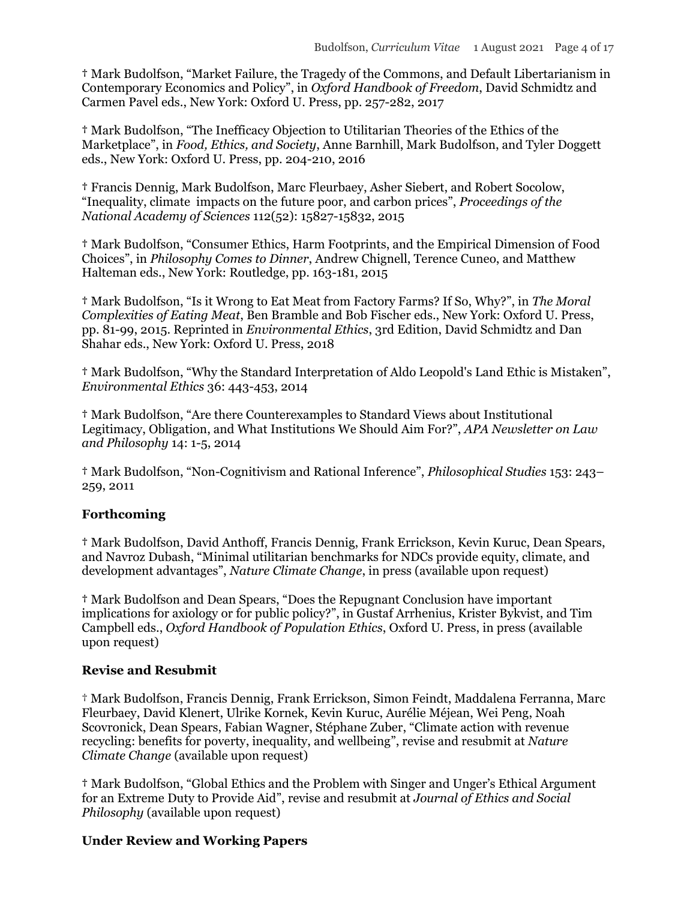† Mark Budolfson, "Market Failure, the Tragedy of the Commons, and Default Libertarianism in Contemporary Economics and Policy", in *Oxford Handbook of Freedom*, David Schmidtz and Carmen Pavel eds., New York: Oxford U. Press, pp. 257-282, 2017

† Mark Budolfson, "The Inefficacy Objection to Utilitarian Theories of the Ethics of the Marketplace", in *Food, Ethics, and Society*, Anne Barnhill, Mark Budolfson, and Tyler Doggett eds., New York: Oxford U. Press, pp. 204-210, 2016

† Francis Dennig, Mark Budolfson, Marc Fleurbaey, Asher Siebert, and Robert Socolow, "Inequality, climate impacts on the future poor, and carbon prices", *Proceedings of the National Academy of Sciences* 112(52): 15827-15832, 2015

† Mark Budolfson, "Consumer Ethics, Harm Footprints, and the Empirical Dimension of Food Choices", in *Philosophy Comes to Dinner*, Andrew Chignell, Terence Cuneo, and Matthew Halteman eds., New York: Routledge, pp. 163-181, 2015

† Mark Budolfson, "Is it Wrong to Eat Meat from Factory Farms? If So, Why?", in *The Moral Complexities of Eating Meat*, Ben Bramble and Bob Fischer eds., New York: Oxford U. Press, pp. 81-99, 2015. Reprinted in *Environmental Ethics*, 3rd Edition, David Schmidtz and Dan Shahar eds., New York: Oxford U. Press, 2018

† Mark Budolfson, "Why the Standard Interpretation of Aldo Leopold's Land Ethic is Mistaken", *Environmental Ethics* 36: 443-453, 2014

† Mark Budolfson, "Are there Counterexamples to Standard Views about Institutional Legitimacy, Obligation, and What Institutions We Should Aim For?", *APA Newsletter on Law and Philosophy* 14: 1-5, 2014

† Mark Budolfson, "Non-Cognitivism and Rational Inference", *Philosophical Studies* 153: 243–259, 2011

## Forthcoming

† Mark Budolfson, David Anthoff, Francis Dennig, Frank Errickson, Kevin Kuruc, Dean Spears, and Navroz Dubash, "Minimal utilitarian benchmarks for NDCs provide equity, climate, and development advantages", *Nature Climate Change*, in press (available upon request)

† Mark Budolfson and Dean Spears, "Does the Repugnant Conclusion have important implications for axiology or for public policy?", in Gustaf Arrhenius, Krister Bykvist, and Tim Campbell eds., *Oxford Handbook of Population Ethics*, Oxford U. Press, in press (available upon request)

## Revise and Resubmit

† Mark Budolfson, Francis Dennig, Frank Errickson, Simon Feindt, Maddalena Ferranna, Marc Fleurbaey, David Klenert, Ulrike Kornek, Kevin Kuruc, Aurélie Méjean, Wei Peng, Noah Scovronick, Dean Spears, Fabian Wagner, Stéphane Zuber, "Climate action with revenue recycling: benefits for poverty, inequality, and wellbeing", revise and resubmit at *Nature Climate Change* (available upon request)

† Mark Budolfson, "Global Ethics and the Problem with Singer and Unger's Ethical Argument for an Extreme Duty to Provide Aid", revise and resubmit at *Journal of Ethics and Social Philosophy* (available upon request)

## Under Review and Working Papers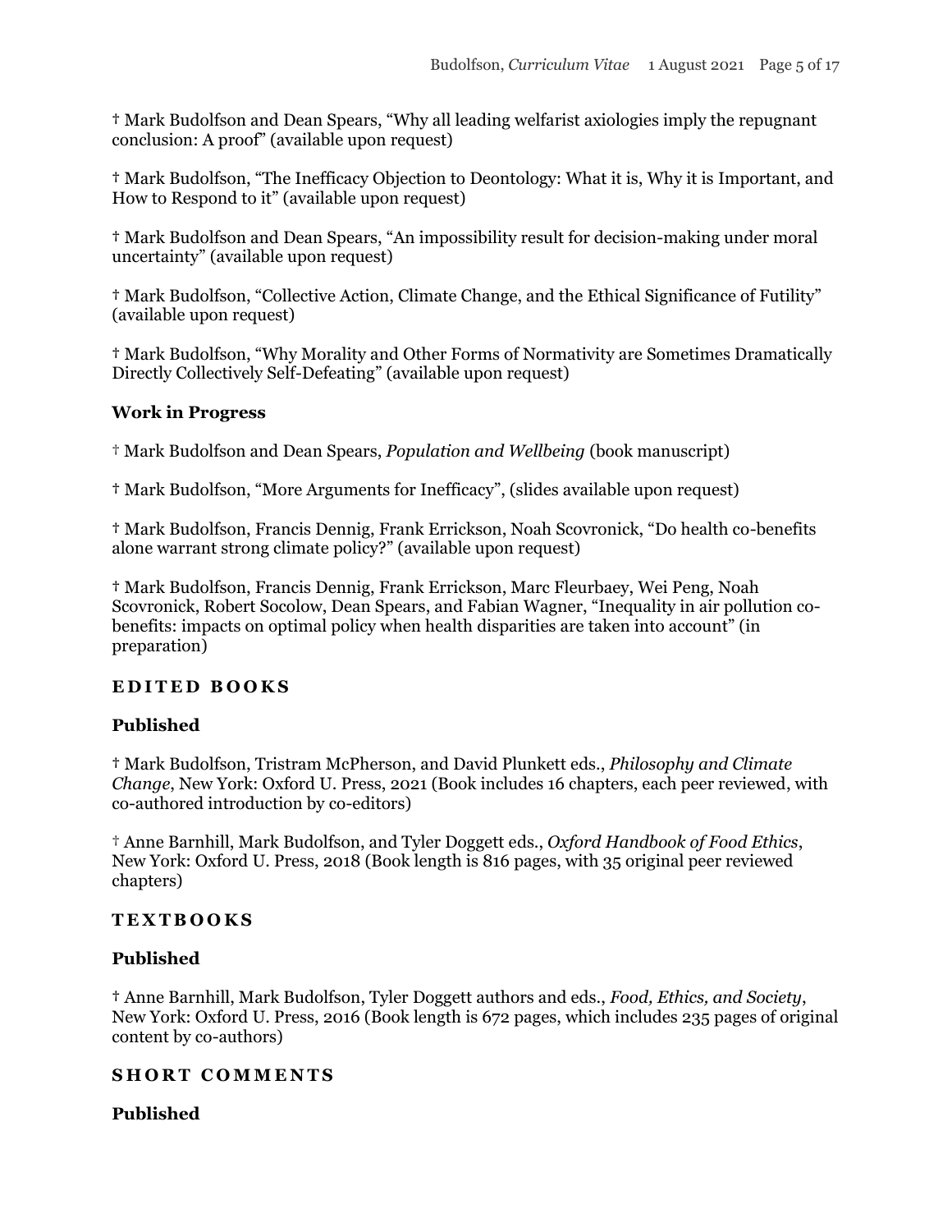† Mark Budolfson and Dean Spears, “Why all leading welfarist axiologies imply the repugnant conclusion: A proof” (available upon request)

† Mark Budolfson, “The Inefficacy Objection to Deontology: What it is, Why it is Important, and How to Respond to it” (available upon request)

† Mark Budolfson and Dean Spears, “An impossibility result for decision-making under moral uncertainty” (available upon request)

† Mark Budolfson, “Collective Action, Climate Change, and the Ethical Significance of Futility” (available upon request)

† Mark Budolfson, “Why Morality and Other Forms of Normativity are Sometimes Dramatically Directly Collectively Self-Defeating” (available upon request)

### Work in Progress

† Mark Budolfson and Dean Spears, *Population and Wellbeing* (book manuscript)

† Mark Budolfson, “More Arguments for Inefficacy”, (slides available upon request)

† Mark Budolfson, Francis Dennig, Frank Errickson, Noah Scovronick, “Do health co-benefits alone warrant strong climate policy?” (available upon request)

† Mark Budolfson, Francis Dennig, Frank Errickson, Marc Fleurbaey, Wei Peng, Noah Scovronick, Robert Socolow, Dean Spears, and Fabian Wagner, “Inequality in air pollution co-benefits: impacts on optimal policy when health disparities are taken into account” (in preparation)

## EDITED BOOKS

### Published

† Mark Budolfson, Tristram McPherson, and David Plunkett eds., *Philosophy and Climate Change*, New York: Oxford U. Press, 2021 (Book includes 16 chapters, each peer reviewed, with co-authored introduction by co-editors)

† Anne Barnhill, Mark Budolfson, and Tyler Doggett eds., *Oxford Handbook of Food Ethics*, New York: Oxford U. Press, 2018 (Book length is 816 pages, with 35 original peer reviewed chapters)

## TEXTBOOKS

### Published

† Anne Barnhill, Mark Budolfson, Tyler Doggett authors and eds., *Food, Ethics, and Society*, New York: Oxford U. Press, 2016 (Book length is 672 pages, which includes 235 pages of original content by co-authors)

## SHORT COMMENTS

### Published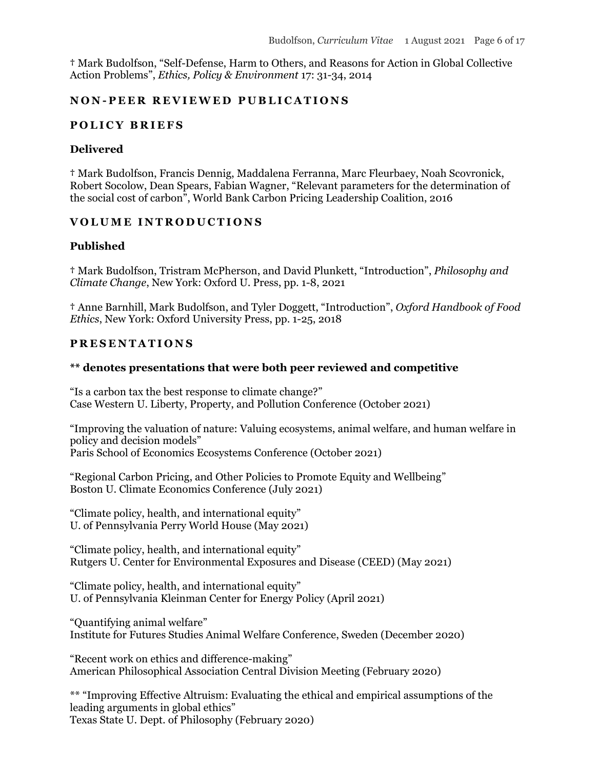† Mark Budolfson, "Self-Defense, Harm to Others, and Reasons for Action in Global Collective Action Problems", *Ethics, Policy & Environment* 17: 31-34, 2014

## NON-PEER REVIEWED PUBLICATIONS

## POLICY BRIEFS

### Delivered

† Mark Budolfson, Francis Dennig, Maddalena Ferranna, Marc Fleurbaey, Noah Scovronick, Robert Socolow, Dean Spears, Fabian Wagner, "Relevant parameters for the determination of the social cost of carbon", World Bank Carbon Pricing Leadership Coalition, 2016

## VOLUME INTRODUCTIONS

### Published

† Mark Budolfson, Tristram McPherson, and David Plunkett, "Introduction", *Philosophy and Climate Change*, New York: Oxford U. Press, pp. 1-8, 2021

† Anne Barnhill, Mark Budolfson, and Tyler Doggett, "Introduction", *Oxford Handbook of Food Ethics*, New York: Oxford University Press, pp. 1-25, 2018

## PRESENTATIONS

### ** denotes presentations that were both peer reviewed and competitive

"Is a carbon tax the best response to climate change?"
Case Western U. Liberty, Property, and Pollution Conference (October 2021)

"Improving the valuation of nature: Valuing ecosystems, animal welfare, and human welfare in policy and decision models"
Paris School of Economics Ecosystems Conference (October 2021)

"Regional Carbon Pricing, and Other Policies to Promote Equity and Wellbeing"
Boston U. Climate Economics Conference (July 2021)

"Climate policy, health, and international equity"
U. of Pennsylvania Perry World House (May 2021)

"Climate policy, health, and international equity"
Rutgers U. Center for Environmental Exposures and Disease (CEED) (May 2021)

"Climate policy, health, and international equity"
U. of Pennsylvania Kleinman Center for Energy Policy (April 2021)

"Quantifying animal welfare"
Institute for Futures Studies Animal Welfare Conference, Sweden (December 2020)

"Recent work on ethics and difference-making"
American Philosophical Association Central Division Meeting (February 2020)

** "Improving Effective Altruism: Evaluating the ethical and empirical assumptions of the leading arguments in global ethics"
Texas State U. Dept. of Philosophy (February 2020)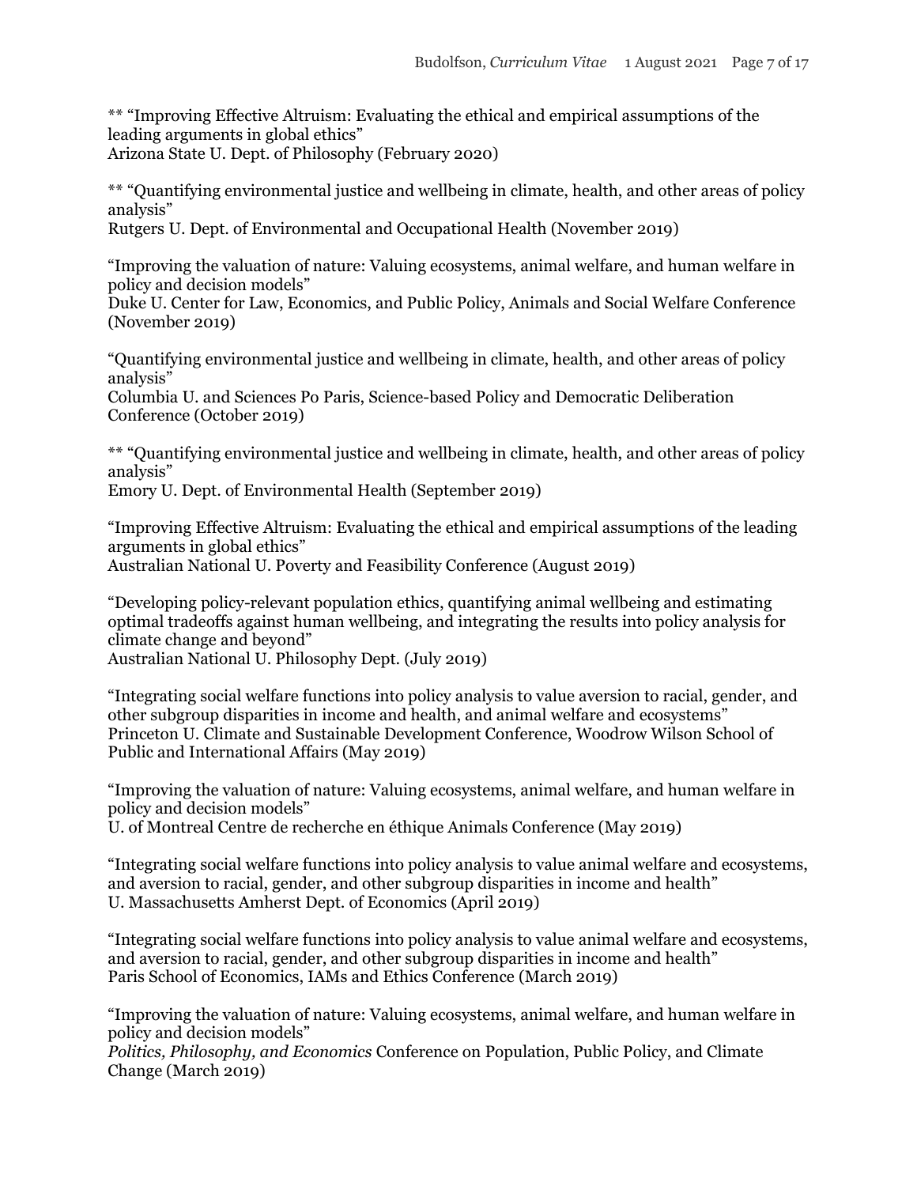** "Improving Effective Altruism: Evaluating the ethical and empirical assumptions of the leading arguments in global ethics"
Arizona State U. Dept. of Philosophy (February 2020)

** "Quantifying environmental justice and wellbeing in climate, health, and other areas of policy analysis"
Rutgers U. Dept. of Environmental and Occupational Health (November 2019)

"Improving the valuation of nature: Valuing ecosystems, animal welfare, and human welfare in policy and decision models"
Duke U. Center for Law, Economics, and Public Policy, Animals and Social Welfare Conference (November 2019)

"Quantifying environmental justice and wellbeing in climate, health, and other areas of policy analysis"
Columbia U. and Sciences Po Paris, Science-based Policy and Democratic Deliberation Conference (October 2019)

** "Quantifying environmental justice and wellbeing in climate, health, and other areas of policy analysis"
Emory U. Dept. of Environmental Health (September 2019)

"Improving Effective Altruism: Evaluating the ethical and empirical assumptions of the leading arguments in global ethics"
Australian National U. Poverty and Feasibility Conference (August 2019)

"Developing policy-relevant population ethics, quantifying animal wellbeing and estimating optimal tradeoffs against human wellbeing, and integrating the results into policy analysis for climate change and beyond"
Australian National U. Philosophy Dept. (July 2019)

"Integrating social welfare functions into policy analysis to value aversion to racial, gender, and other subgroup disparities in income and health, and animal welfare and ecosystems"
Princeton U. Climate and Sustainable Development Conference, Woodrow Wilson School of Public and International Affairs (May 2019)

"Improving the valuation of nature: Valuing ecosystems, animal welfare, and human welfare in policy and decision models"
U. of Montreal Centre de recherche en éthique Animals Conference (May 2019)

"Integrating social welfare functions into policy analysis to value animal welfare and ecosystems, and aversion to racial, gender, and other subgroup disparities in income and health"
U. Massachusetts Amherst Dept. of Economics (April 2019)

"Integrating social welfare functions into policy analysis to value animal welfare and ecosystems, and aversion to racial, gender, and other subgroup disparities in income and health"
Paris School of Economics, IAMs and Ethics Conference (March 2019)

"Improving the valuation of nature: Valuing ecosystems, animal welfare, and human welfare in policy and decision models"
*Politics, Philosophy, and Economics* Conference on Population, Public Policy, and Climate Change (March 2019)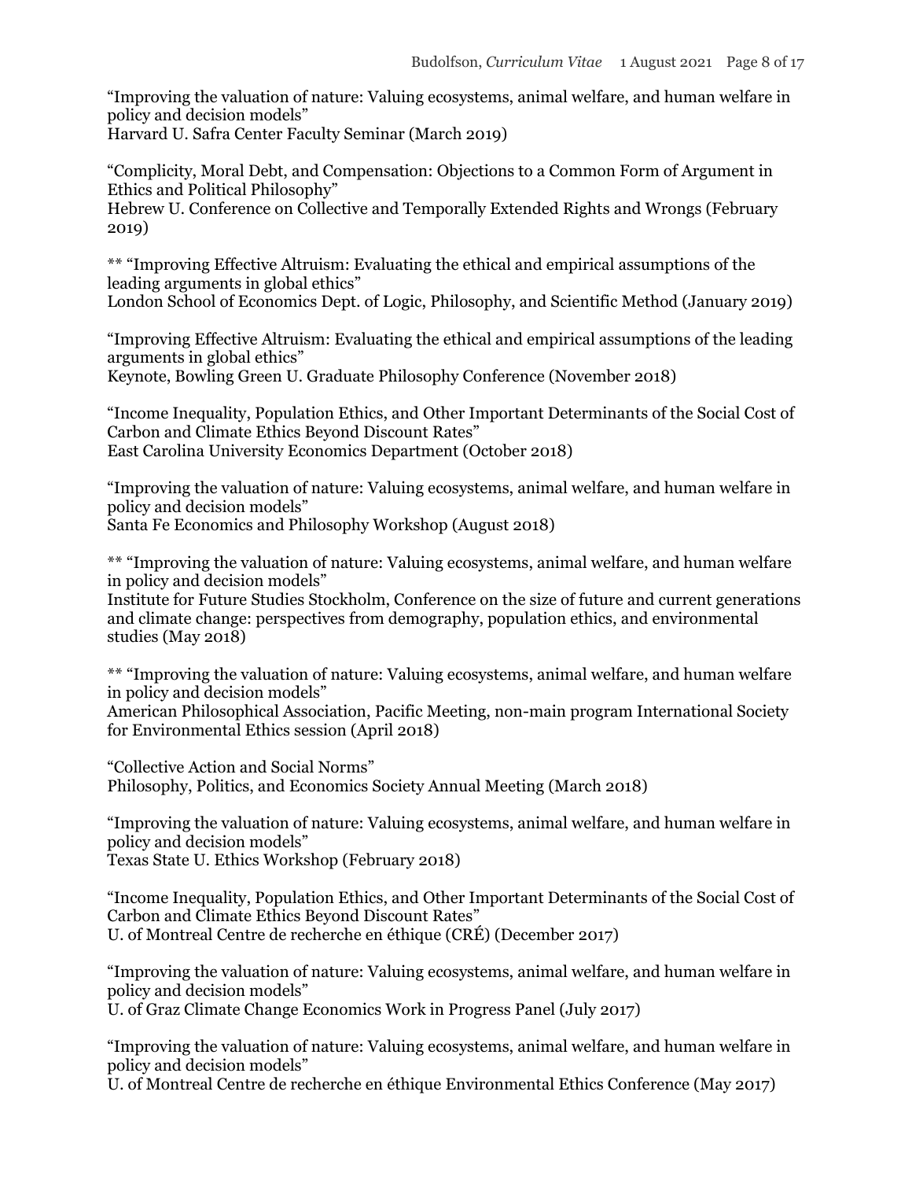"Improving the valuation of nature: Valuing ecosystems, animal welfare, and human welfare in policy and decision models"
Harvard U. Safra Center Faculty Seminar (March 2019)

"Complicity, Moral Debt, and Compensation: Objections to a Common Form of Argument in Ethics and Political Philosophy"
Hebrew U. Conference on Collective and Temporally Extended Rights and Wrongs (February 2019)

** "Improving Effective Altruism: Evaluating the ethical and empirical assumptions of the leading arguments in global ethics"
London School of Economics Dept. of Logic, Philosophy, and Scientific Method (January 2019)

"Improving Effective Altruism: Evaluating the ethical and empirical assumptions of the leading arguments in global ethics"
Keynote, Bowling Green U. Graduate Philosophy Conference (November 2018)

"Income Inequality, Population Ethics, and Other Important Determinants of the Social Cost of Carbon and Climate Ethics Beyond Discount Rates"
East Carolina University Economics Department (October 2018)

"Improving the valuation of nature: Valuing ecosystems, animal welfare, and human welfare in policy and decision models"
Santa Fe Economics and Philosophy Workshop (August 2018)

** "Improving the valuation of nature: Valuing ecosystems, animal welfare, and human welfare in policy and decision models"
Institute for Future Studies Stockholm, Conference on the size of future and current generations and climate change: perspectives from demography, population ethics, and environmental studies (May 2018)

** "Improving the valuation of nature: Valuing ecosystems, animal welfare, and human welfare in policy and decision models"
American Philosophical Association, Pacific Meeting, non-main program International Society for Environmental Ethics session (April 2018)

"Collective Action and Social Norms"
Philosophy, Politics, and Economics Society Annual Meeting (March 2018)

"Improving the valuation of nature: Valuing ecosystems, animal welfare, and human welfare in policy and decision models"
Texas State U. Ethics Workshop (February 2018)

"Income Inequality, Population Ethics, and Other Important Determinants of the Social Cost of Carbon and Climate Ethics Beyond Discount Rates"
U. of Montreal Centre de recherche en éthique (CRÉ) (December 2017)

"Improving the valuation of nature: Valuing ecosystems, animal welfare, and human welfare in policy and decision models"
U. of Graz Climate Change Economics Work in Progress Panel (July 2017)

"Improving the valuation of nature: Valuing ecosystems, animal welfare, and human welfare in policy and decision models"
U. of Montreal Centre de recherche en éthique Environmental Ethics Conference (May 2017)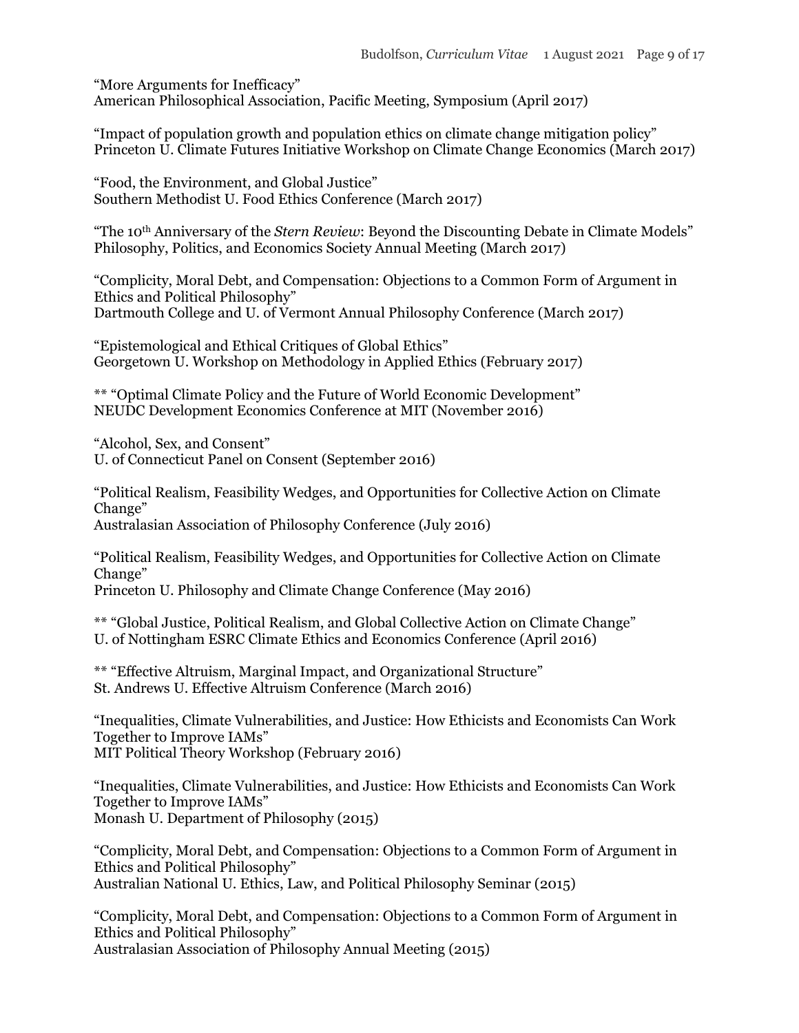"More Arguments for Inefficacy"
American Philosophical Association, Pacific Meeting, Symposium (April 2017)

"Impact of population growth and population ethics on climate change mitigation policy"
Princeton U. Climate Futures Initiative Workshop on Climate Change Economics (March 2017)

"Food, the Environment, and Global Justice"
Southern Methodist U. Food Ethics Conference (March 2017)

"The 10th Anniversary of the *Stern Review*: Beyond the Discounting Debate in Climate Models"
Philosophy, Politics, and Economics Society Annual Meeting (March 2017)

"Complicity, Moral Debt, and Compensation: Objections to a Common Form of Argument in Ethics and Political Philosophy"
Dartmouth College and U. of Vermont Annual Philosophy Conference (March 2017)

"Epistemological and Ethical Critiques of Global Ethics"
Georgetown U. Workshop on Methodology in Applied Ethics (February 2017)

** "Optimal Climate Policy and the Future of World Economic Development"
NEUDC Development Economics Conference at MIT (November 2016)

"Alcohol, Sex, and Consent"
U. of Connecticut Panel on Consent (September 2016)

"Political Realism, Feasibility Wedges, and Opportunities for Collective Action on Climate Change"
Australasian Association of Philosophy Conference (July 2016)

"Political Realism, Feasibility Wedges, and Opportunities for Collective Action on Climate Change"
Princeton U. Philosophy and Climate Change Conference (May 2016)

** "Global Justice, Political Realism, and Global Collective Action on Climate Change"
U. of Nottingham ESRC Climate Ethics and Economics Conference (April 2016)

** "Effective Altruism, Marginal Impact, and Organizational Structure"
St. Andrews U. Effective Altruism Conference (March 2016)

"Inequalities, Climate Vulnerabilities, and Justice: How Ethicists and Economists Can Work Together to Improve IAMs"
MIT Political Theory Workshop (February 2016)

"Inequalities, Climate Vulnerabilities, and Justice: How Ethicists and Economists Can Work Together to Improve IAMs"
Monash U. Department of Philosophy (2015)

"Complicity, Moral Debt, and Compensation: Objections to a Common Form of Argument in Ethics and Political Philosophy"
Australian National U. Ethics, Law, and Political Philosophy Seminar (2015)

"Complicity, Moral Debt, and Compensation: Objections to a Common Form of Argument in Ethics and Political Philosophy"
Australasian Association of Philosophy Annual Meeting (2015)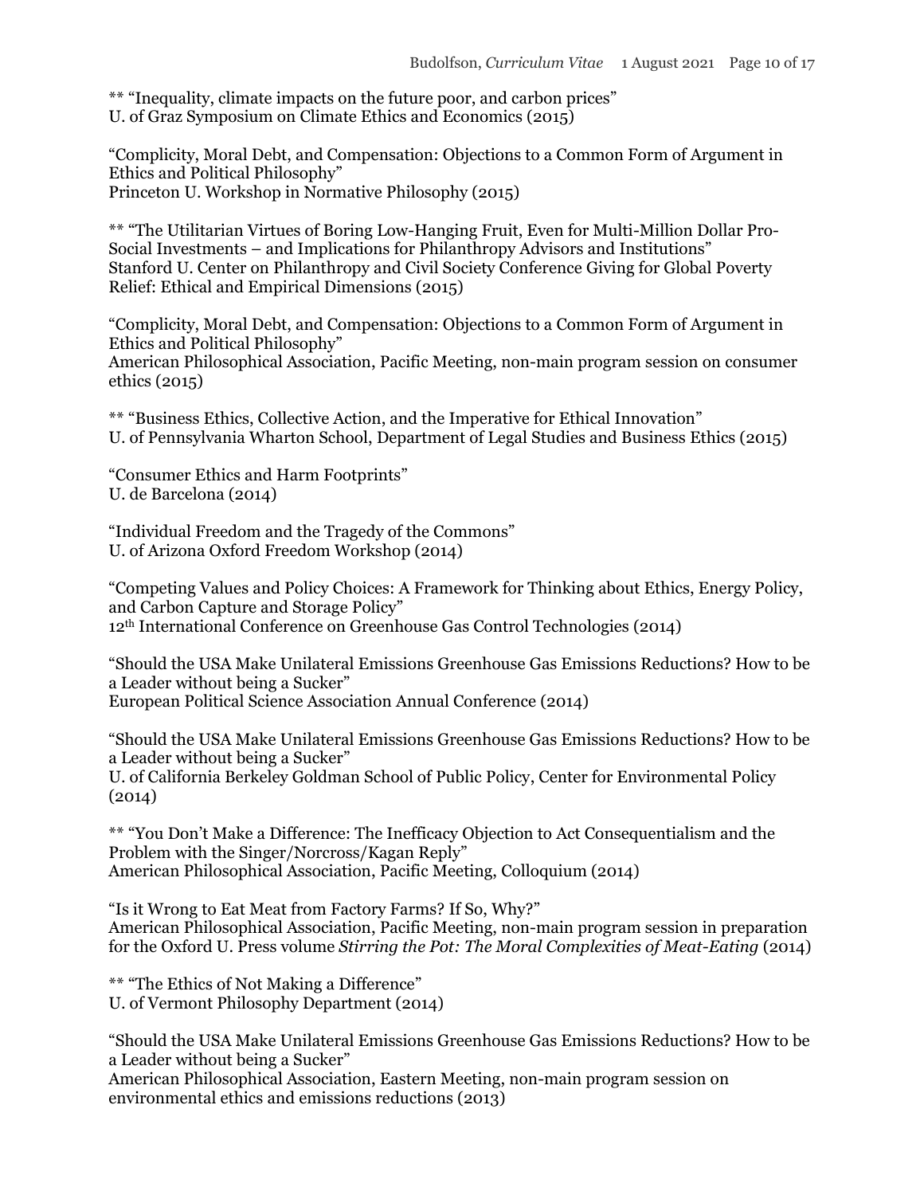** "Inequality, climate impacts on the future poor, and carbon prices"
U. of Graz Symposium on Climate Ethics and Economics (2015)

"Complicity, Moral Debt, and Compensation: Objections to a Common Form of Argument in Ethics and Political Philosophy"
Princeton U. Workshop in Normative Philosophy (2015)

** "The Utilitarian Virtues of Boring Low-Hanging Fruit, Even for Multi-Million Dollar Pro-Social Investments – and Implications for Philanthropy Advisors and Institutions"
Stanford U. Center on Philanthropy and Civil Society Conference Giving for Global Poverty Relief: Ethical and Empirical Dimensions (2015)

"Complicity, Moral Debt, and Compensation: Objections to a Common Form of Argument in Ethics and Political Philosophy"
American Philosophical Association, Pacific Meeting, non-main program session on consumer ethics (2015)

** "Business Ethics, Collective Action, and the Imperative for Ethical Innovation"
U. of Pennsylvania Wharton School, Department of Legal Studies and Business Ethics (2015)

"Consumer Ethics and Harm Footprints"
U. de Barcelona (2014)

"Individual Freedom and the Tragedy of the Commons"
U. of Arizona Oxford Freedom Workshop (2014)

"Competing Values and Policy Choices: A Framework for Thinking about Ethics, Energy Policy, and Carbon Capture and Storage Policy"
12th International Conference on Greenhouse Gas Control Technologies (2014)

"Should the USA Make Unilateral Emissions Greenhouse Gas Emissions Reductions? How to be a Leader without being a Sucker"
European Political Science Association Annual Conference (2014)

"Should the USA Make Unilateral Emissions Greenhouse Gas Emissions Reductions? How to be a Leader without being a Sucker"
U. of California Berkeley Goldman School of Public Policy, Center for Environmental Policy (2014)

** "You Don't Make a Difference: The Inefficacy Objection to Act Consequentialism and the Problem with the Singer/Norcross/Kagan Reply"
American Philosophical Association, Pacific Meeting, Colloquium (2014)

"Is it Wrong to Eat Meat from Factory Farms? If So, Why?"
American Philosophical Association, Pacific Meeting, non-main program session in preparation for the Oxford U. Press volume *Stirring the Pot: The Moral Complexities of Meat-Eating* (2014)

** "The Ethics of Not Making a Difference"
U. of Vermont Philosophy Department (2014)

"Should the USA Make Unilateral Emissions Greenhouse Gas Emissions Reductions? How to be a Leader without being a Sucker"
American Philosophical Association, Eastern Meeting, non-main program session on environmental ethics and emissions reductions (2013)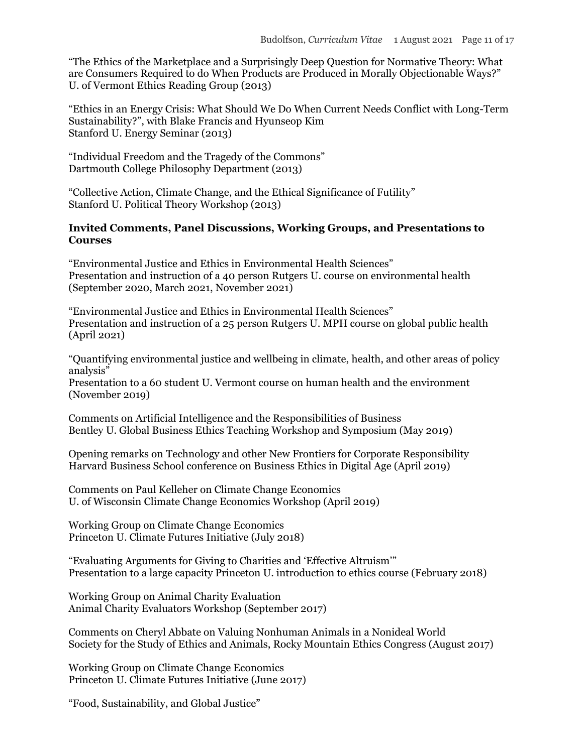"The Ethics of the Marketplace and a Surprisingly Deep Question for Normative Theory: What are Consumers Required to do When Products are Produced in Morally Objectionable Ways?"
U. of Vermont Ethics Reading Group (2013)

"Ethics in an Energy Crisis: What Should We Do When Current Needs Conflict with Long-Term Sustainability?", with Blake Francis and Hyunseop Kim
Stanford U. Energy Seminar (2013)

"Individual Freedom and the Tragedy of the Commons"
Dartmouth College Philosophy Department (2013)

"Collective Action, Climate Change, and the Ethical Significance of Futility"
Stanford U. Political Theory Workshop (2013)

### Invited Comments, Panel Discussions, Working Groups, and Presentations to Courses

"Environmental Justice and Ethics in Environmental Health Sciences"
Presentation and instruction of a 40 person Rutgers U. course on environmental health (September 2020, March 2021, November 2021)

"Environmental Justice and Ethics in Environmental Health Sciences"
Presentation and instruction of a 25 person Rutgers U. MPH course on global public health (April 2021)

"Quantifying environmental justice and wellbeing in climate, health, and other areas of policy analysis"
Presentation to a 60 student U. Vermont course on human health and the environment (November 2019)

Comments on Artificial Intelligence and the Responsibilities of Business
Bentley U. Global Business Ethics Teaching Workshop and Symposium (May 2019)

Opening remarks on Technology and other New Frontiers for Corporate Responsibility
Harvard Business School conference on Business Ethics in Digital Age (April 2019)

Comments on Paul Kelleher on Climate Change Economics
U. of Wisconsin Climate Change Economics Workshop (April 2019)

Working Group on Climate Change Economics
Princeton U. Climate Futures Initiative (July 2018)

"Evaluating Arguments for Giving to Charities and 'Effective Altruism'"
Presentation to a large capacity Princeton U. introduction to ethics course (February 2018)

Working Group on Animal Charity Evaluation
Animal Charity Evaluators Workshop (September 2017)

Comments on Cheryl Abbate on Valuing Nonhuman Animals in a Nonideal World
Society for the Study of Ethics and Animals, Rocky Mountain Ethics Congress (August 2017)

Working Group on Climate Change Economics
Princeton U. Climate Futures Initiative (June 2017)

"Food, Sustainability, and Global Justice"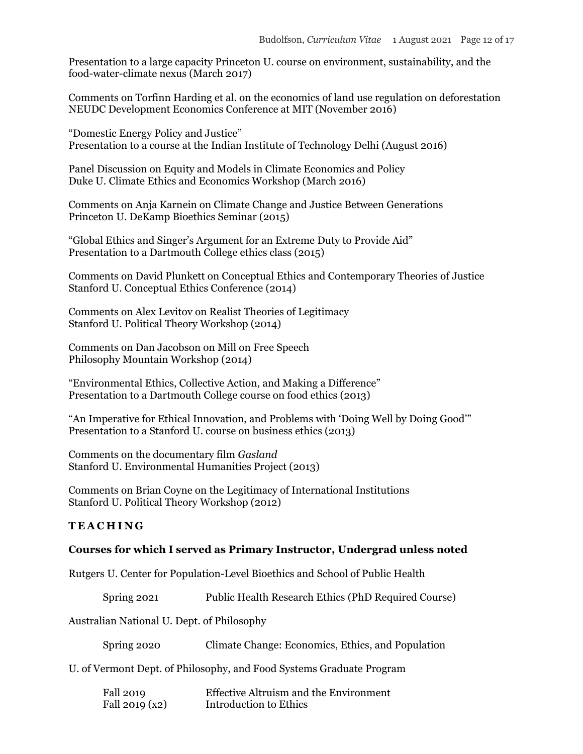Presentation to a large capacity Princeton U. course on environment, sustainability, and the food-water-climate nexus (March 2017)

Comments on Torfinn Harding et al. on the economics of land use regulation on deforestation
NEUDC Development Economics Conference at MIT (November 2016)

"Domestic Energy Policy and Justice"
Presentation to a course at the Indian Institute of Technology Delhi (August 2016)

Panel Discussion on Equity and Models in Climate Economics and Policy
Duke U. Climate Ethics and Economics Workshop (March 2016)

Comments on Anja Karnein on Climate Change and Justice Between Generations
Princeton U. DeKamp Bioethics Seminar (2015)

"Global Ethics and Singer's Argument for an Extreme Duty to Provide Aid"
Presentation to a Dartmouth College ethics class (2015)

Comments on David Plunkett on Conceptual Ethics and Contemporary Theories of Justice
Stanford U. Conceptual Ethics Conference (2014)

Comments on Alex Levitov on Realist Theories of Legitimacy
Stanford U. Political Theory Workshop (2014)

Comments on Dan Jacobson on Mill on Free Speech
Philosophy Mountain Workshop (2014)

"Environmental Ethics, Collective Action, and Making a Difference"
Presentation to a Dartmouth College course on food ethics (2013)

"An Imperative for Ethical Innovation, and Problems with 'Doing Well by Doing Good'"
Presentation to a Stanford U. course on business ethics (2013)

Comments on the documentary film *Gasland*
Stanford U. Environmental Humanities Project (2013)

Comments on Brian Coyne on the Legitimacy of International Institutions
Stanford U. Political Theory Workshop (2012)

## TEACHING

### Courses for which I served as Primary Instructor, Undergrad unless noted

Rutgers U. Center for Population-Level Bioethics and School of Public Health

| | |
|---|---|
| Spring 2021 | Public Health Research Ethics (PhD Required Course) |

Australian National U. Dept. of Philosophy

| | |
|---|---|
| Spring 2020 | Climate Change: Economics, Ethics, and Population |

U. of Vermont Dept. of Philosophy, and Food Systems Graduate Program

| | |
|---|---|
| Fall 2019 | Effective Altruism and the Environment |
| Fall 2019 (x2) | Introduction to Ethics |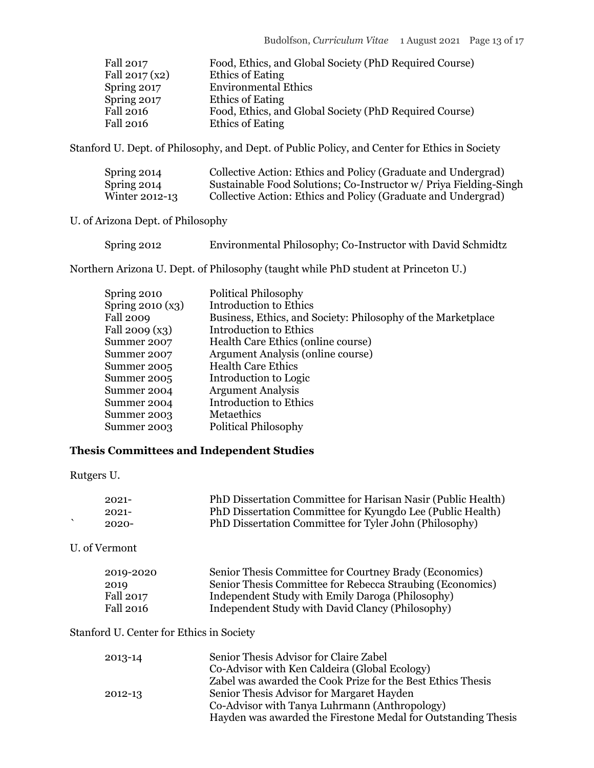| | |
|---|---|
| Fall 2017 | Food, Ethics, and Global Society (PhD Required Course) |
| Fall 2017 (x2) | Ethics of Eating |
| Spring 2017 | Environmental Ethics |
| Spring 2017 | Ethics of Eating |
| Fall 2016 | Food, Ethics, and Global Society (PhD Required Course) |
| Fall 2016 | Ethics of Eating |

Stanford U. Dept. of Philosophy, and Dept. of Public Policy, and Center for Ethics in Society

| | |
|---|---|
| Spring 2014 | Collective Action: Ethics and Policy (Graduate and Undergrad) |
| Spring 2014 | Sustainable Food Solutions; Co-Instructor w/ Priya Fielding-Singh |
| Winter 2012-13 | Collective Action: Ethics and Policy (Graduate and Undergrad) |

U. of Arizona Dept. of Philosophy

| | |
|---|---|
| Spring 2012 | Environmental Philosophy; Co-Instructor with David Schmidtz |

Northern Arizona U. Dept. of Philosophy (taught while PhD student at Princeton U.)

| | |
|---|---|
| Spring 2010 | Political Philosophy |
| Spring 2010 (x3) | Introduction to Ethics |
| Fall 2009 | Business, Ethics, and Society: Philosophy of the Marketplace |
| Fall 2009 (x3) | Introduction to Ethics |
| Summer 2007 | Health Care Ethics (online course) |
| Summer 2007 | Argument Analysis (online course) |
| Summer 2005 | Health Care Ethics |
| Summer 2005 | Introduction to Logic |
| Summer 2004 | Argument Analysis |
| Summer 2004 | Introduction to Ethics |
| Summer 2003 | Metaethics |
| Summer 2003 | Political Philosophy |

**Thesis Committees and Independent Studies**

Rutgers U.

| | |
|---|---|
| 2021- | PhD Dissertation Committee for Harisan Nasir (Public Health) |
| 2021- | PhD Dissertation Committee for Kyungdo Lee (Public Health) |
| 2020- | PhD Dissertation Committee for Tyler John (Philosophy) |

U. of Vermont

| | |
|---|---|
| 2019-2020 | Senior Thesis Committee for Courtney Brady (Economics) |
| 2019 | Senior Thesis Committee for Rebecca Straubing (Economics) |
| Fall 2017 | Independent Study with Emily Daroga (Philosophy) |
| Fall 2016 | Independent Study with David Clancy (Philosophy) |

Stanford U. Center for Ethics in Society

| | |
|---|---|
| 2013-14 | Senior Thesis Advisor for Claire Zabel<br>Co-Advisor with Ken Caldeira (Global Ecology)<br>Zabel was awarded the Cook Prize for the Best Ethics Thesis |
| 2012-13 | Senior Thesis Advisor for Margaret Hayden<br>Co-Advisor with Tanya Luhrmann (Anthropology)<br>Hayden was awarded the Firestone Medal for Outstanding Thesis |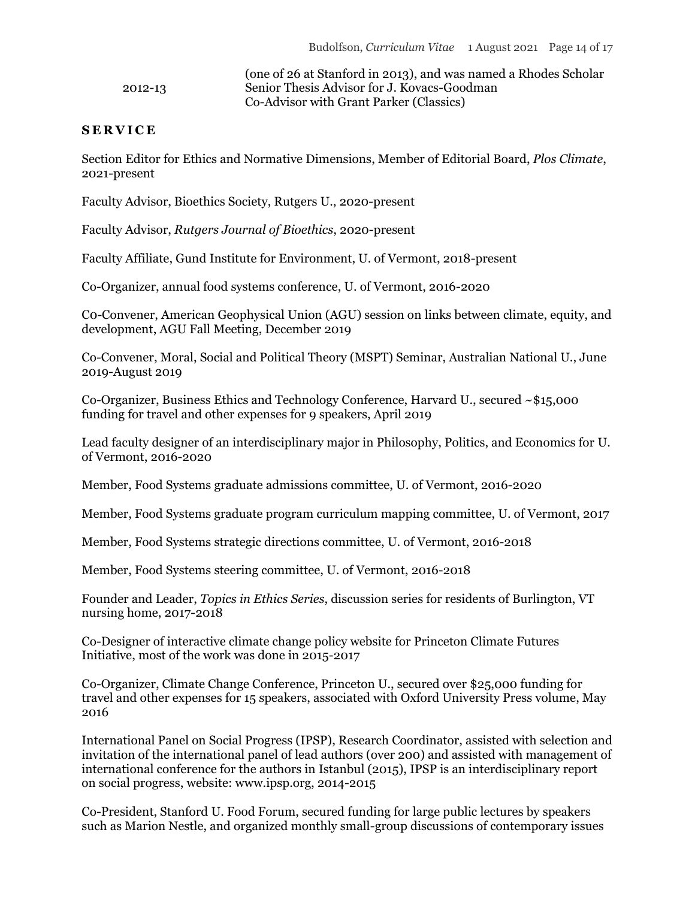(one of 26 at Stanford in 2013), and was named a Rhodes Scholar

2012-13 Senior Thesis Advisor for J. Kovacs-Goodman
Co-Advisor with Grant Parker (Classics)

## SERVICE

Section Editor for Ethics and Normative Dimensions, Member of Editorial Board, *Plos Climate*, 2021-present

Faculty Advisor, Bioethics Society, Rutgers U., 2020-present

Faculty Advisor, *Rutgers Journal of Bioethics*, 2020-present

Faculty Affiliate, Gund Institute for Environment, U. of Vermont, 2018-present

Co-Organizer, annual food systems conference, U. of Vermont, 2016-2020

Co-Convener, American Geophysical Union (AGU) session on links between climate, equity, and development, AGU Fall Meeting, December 2019

Co-Convener, Moral, Social and Political Theory (MSPT) Seminar, Australian National U., June 2019-August 2019

Co-Organizer, Business Ethics and Technology Conference, Harvard U., secured ~$15,000 funding for travel and other expenses for 9 speakers, April 2019

Lead faculty designer of an interdisciplinary major in Philosophy, Politics, and Economics for U. of Vermont, 2016-2020

Member, Food Systems graduate admissions committee, U. of Vermont, 2016-2020

Member, Food Systems graduate program curriculum mapping committee, U. of Vermont, 2017

Member, Food Systems strategic directions committee, U. of Vermont, 2016-2018

Member, Food Systems steering committee, U. of Vermont, 2016-2018

Founder and Leader, *Topics in Ethics Series*, discussion series for residents of Burlington, VT nursing home, 2017-2018

Co-Designer of interactive climate change policy website for Princeton Climate Futures Initiative, most of the work was done in 2015-2017

Co-Organizer, Climate Change Conference, Princeton U., secured over $25,000 funding for travel and other expenses for 15 speakers, associated with Oxford University Press volume, May 2016

International Panel on Social Progress (IPSP), Research Coordinator, assisted with selection and invitation of the international panel of lead authors (over 200) and assisted with management of international conference for the authors in Istanbul (2015), IPSP is an interdisciplinary report on social progress, website: www.ipsp.org, 2014-2015

Co-President, Stanford U. Food Forum, secured funding for large public lectures by speakers such as Marion Nestle, and organized monthly small-group discussions of contemporary issues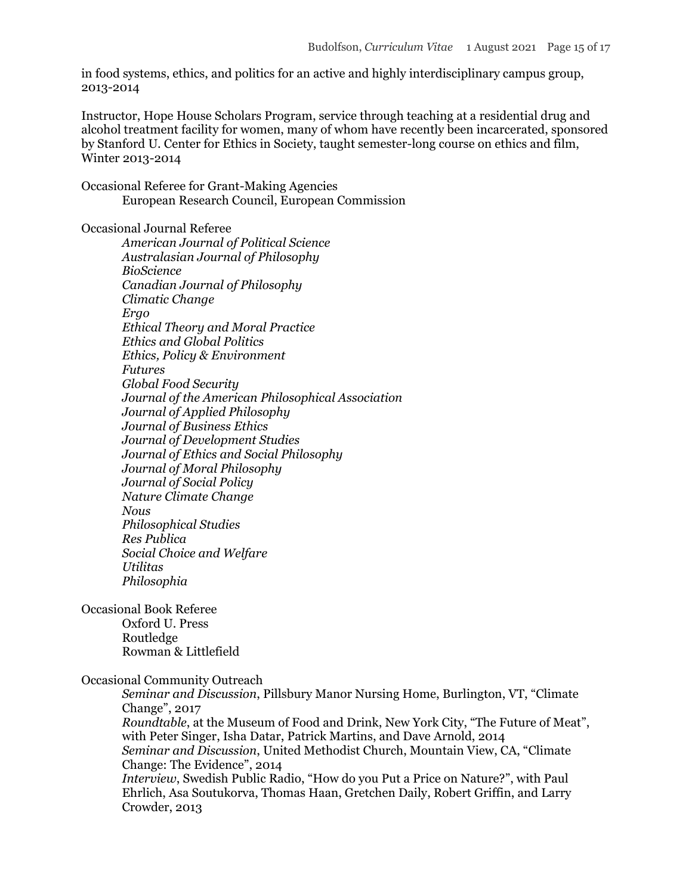in food systems, ethics, and politics for an active and highly interdisciplinary campus group, 2013-2014

Instructor, Hope House Scholars Program, service through teaching at a residential drug and alcohol treatment facility for women, many of whom have recently been incarcerated, sponsored by Stanford U. Center for Ethics in Society, taught semester-long course on ethics and film, Winter 2013-2014

Occasional Referee for Grant-Making Agencies

European Research Council, European Commission

Occasional Journal Referee

*American Journal of Political Science*
*Australasian Journal of Philosophy*
*BioScience*
*Canadian Journal of Philosophy*
*Climatic Change*
*Ergo*
*Ethical Theory and Moral Practice*
*Ethics and Global Politics*
*Ethics, Policy & Environment*
*Futures*
*Global Food Security*
*Journal of the American Philosophical Association*
*Journal of Applied Philosophy*
*Journal of Business Ethics*
*Journal of Development Studies*
*Journal of Ethics and Social Philosophy*
*Journal of Moral Philosophy*
*Journal of Social Policy*
*Nature Climate Change*
*Nous*
*Philosophical Studies*
*Res Publica*
*Social Choice and Welfare*
*Utilitas*
*Philosophia*

Occasional Book Referee

Oxford U. Press
Routledge
Rowman & Littlefield

Occasional Community Outreach

*Seminar and Discussion*, Pillsbury Manor Nursing Home, Burlington, VT, "Climate Change", 2017

*Roundtable*, at the Museum of Food and Drink, New York City, "The Future of Meat", with Peter Singer, Isha Datar, Patrick Martins, and Dave Arnold, 2014

*Seminar and Discussion*, United Methodist Church, Mountain View, CA, "Climate Change: The Evidence", 2014

*Interview*, Swedish Public Radio, "How do you Put a Price on Nature?", with Paul Ehrlich, Asa Soutukorva, Thomas Haan, Gretchen Daily, Robert Griffin, and Larry Crowder, 2013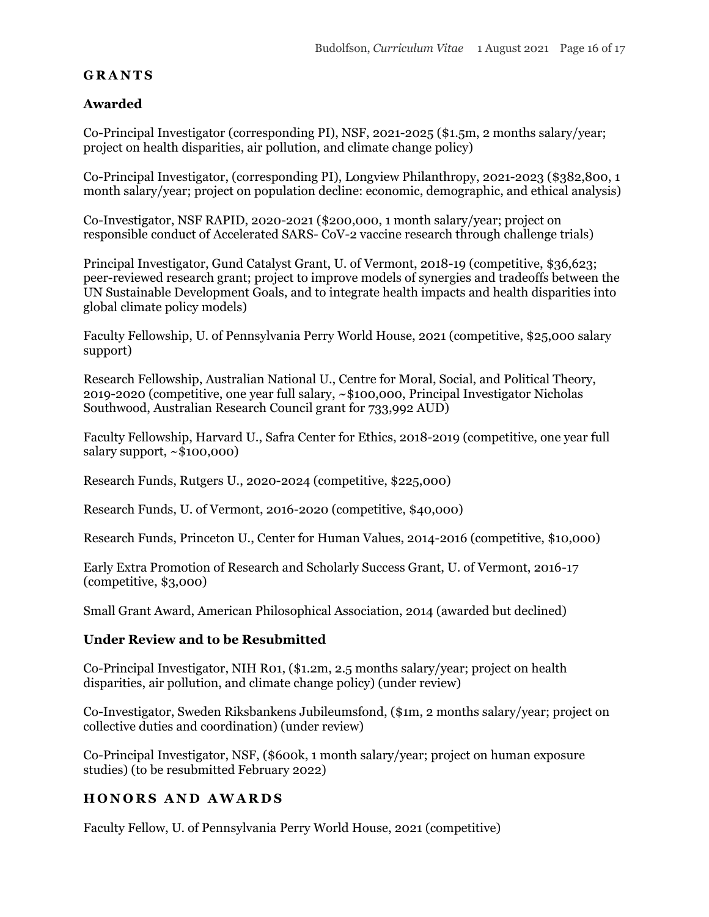## GRANTS

### Awarded

Co-Principal Investigator (corresponding PI), NSF, 2021-2025 ($1.5m, 2 months salary/year; project on health disparities, air pollution, and climate change policy)

Co-Principal Investigator, (corresponding PI), Longview Philanthropy, 2021-2023 ($382,800, 1 month salary/year; project on population decline: economic, demographic, and ethical analysis)

Co-Investigator, NSF RAPID, 2020-2021 ($200,000, 1 month salary/year; project on responsible conduct of Accelerated SARS- CoV-2 vaccine research through challenge trials)

Principal Investigator, Gund Catalyst Grant, U. of Vermont, 2018-19 (competitive, $36,623; peer-reviewed research grant; project to improve models of synergies and tradeoffs between the UN Sustainable Development Goals, and to integrate health impacts and health disparities into global climate policy models)

Faculty Fellowship, U. of Pennsylvania Perry World House, 2021 (competitive, $25,000 salary support)

Research Fellowship, Australian National U., Centre for Moral, Social, and Political Theory, 2019-2020 (competitive, one year full salary, ~$100,000, Principal Investigator Nicholas Southwood, Australian Research Council grant for 733,992 AUD)

Faculty Fellowship, Harvard U., Safra Center for Ethics, 2018-2019 (competitive, one year full salary support, ~$100,000)

Research Funds, Rutgers U., 2020-2024 (competitive, $225,000)

Research Funds, U. of Vermont, 2016-2020 (competitive, $40,000)

Research Funds, Princeton U., Center for Human Values, 2014-2016 (competitive, $10,000)

Early Extra Promotion of Research and Scholarly Success Grant, U. of Vermont, 2016-17 (competitive, $3,000)

Small Grant Award, American Philosophical Association, 2014 (awarded but declined)

### Under Review and to be Resubmitted

Co-Principal Investigator, NIH R01, ($1.2m, 2.5 months salary/year; project on health disparities, air pollution, and climate change policy) (under review)

Co-Investigator, Sweden Riksbankens Jubileumsfond, ($1m, 2 months salary/year; project on collective duties and coordination) (under review)

Co-Principal Investigator, NSF, ($600k, 1 month salary/year; project on human exposure studies) (to be resubmitted February 2022)

## HONORS AND AWARDS

Faculty Fellow, U. of Pennsylvania Perry World House, 2021 (competitive)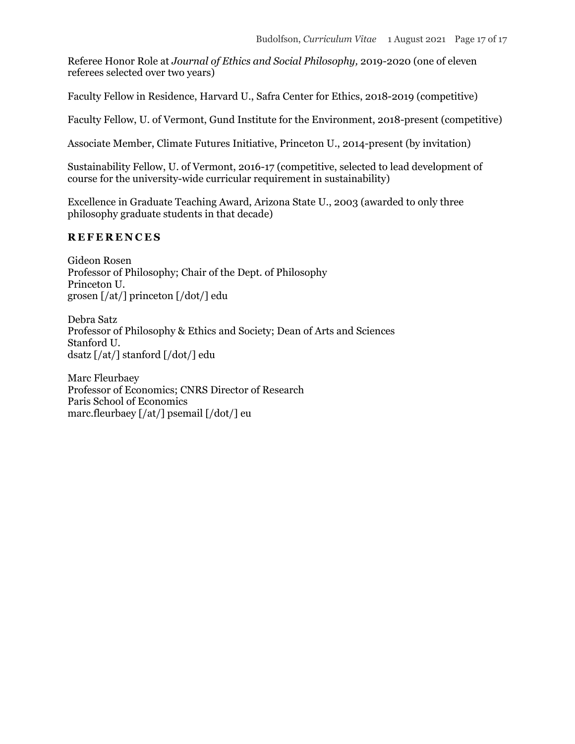Referee Honor Role at *Journal of Ethics and Social Philosophy,* 2019-2020 (one of eleven referees selected over two years)

Faculty Fellow in Residence, Harvard U., Safra Center for Ethics, 2018-2019 (competitive)

Faculty Fellow, U. of Vermont, Gund Institute for the Environment, 2018-present (competitive)

Associate Member, Climate Futures Initiative, Princeton U., 2014-present (by invitation)

Sustainability Fellow, U. of Vermont, 2016-17 (competitive, selected to lead development of course for the university-wide curricular requirement in sustainability)

Excellence in Graduate Teaching Award, Arizona State U., 2003 (awarded to only three philosophy graduate students in that decade)

## REFERENCES

Gideon Rosen
Professor of Philosophy; Chair of the Dept. of Philosophy
Princeton U.
grosen [/at/] princeton [/dot/] edu

Debra Satz
Professor of Philosophy & Ethics and Society; Dean of Arts and Sciences
Stanford U.
dsatz [/at/] stanford [/dot/] edu

Marc Fleurbaey
Professor of Economics; CNRS Director of Research
Paris School of Economics
marc.fleurbaey [/at/] psemail [/dot/] eu